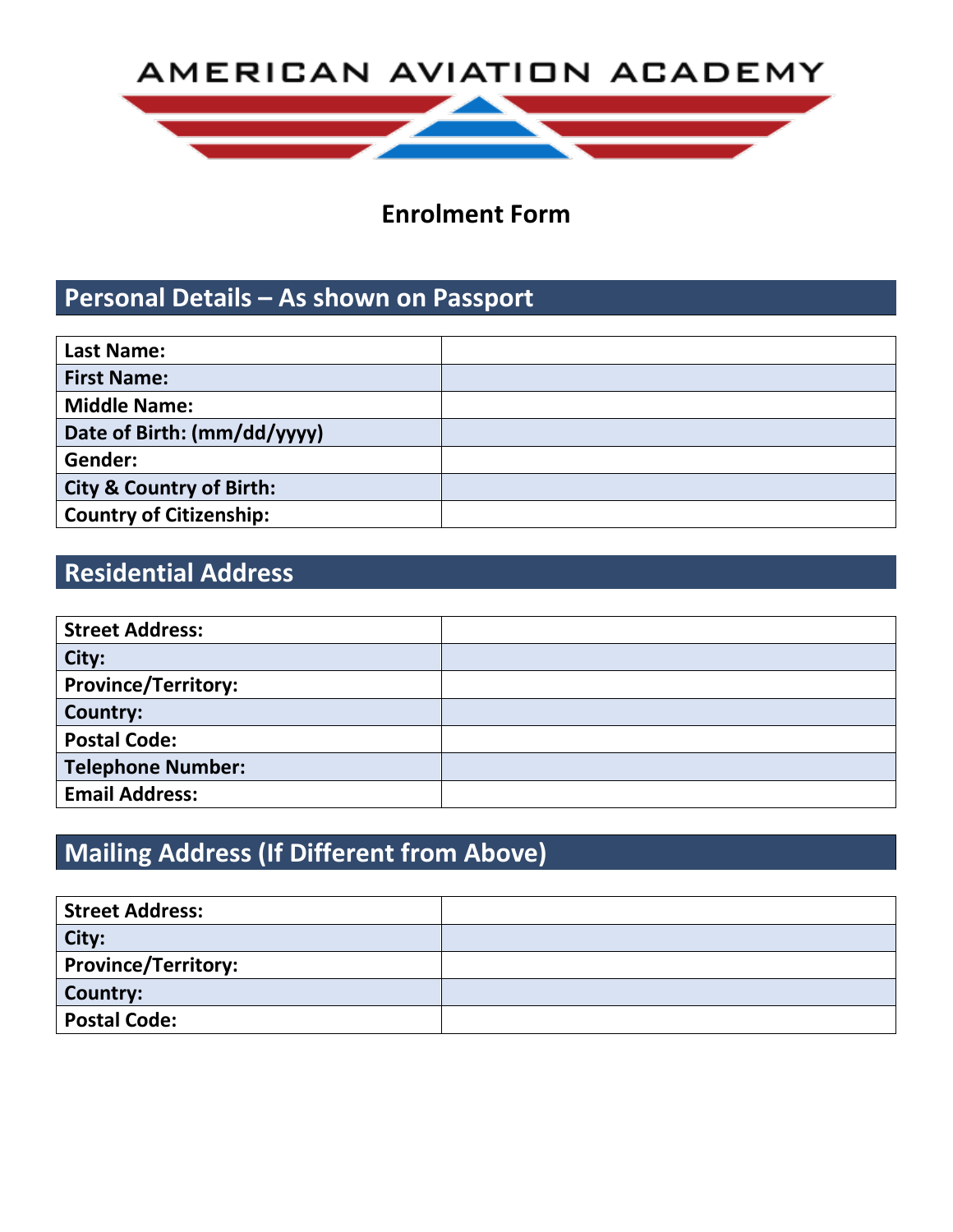# AMERICAN AVIATION ACADEMY

## Enrolment Form

## Personal Details – As shown on Passport

| Last Name: | |
|---|---|
| First Name: | |
| Middle Name: | |
| Date of Birth: (mm/dd/yyyy) | |
| Gender: | |
| City & Country of Birth: | |
| Country of Citizenship: | |

## Residential Address

| Street Address: | |
|---|---|
| City: | |
| Province/Territory: | |
| Country: | |
| Postal Code: | |
| Telephone Number: | |
| Email Address: | |

## Mailing Address (If Different from Above)

| Street Address: | |
|---|---|
| City: | |
| Province/Territory: | |
| Country: | |
| Postal Code: | |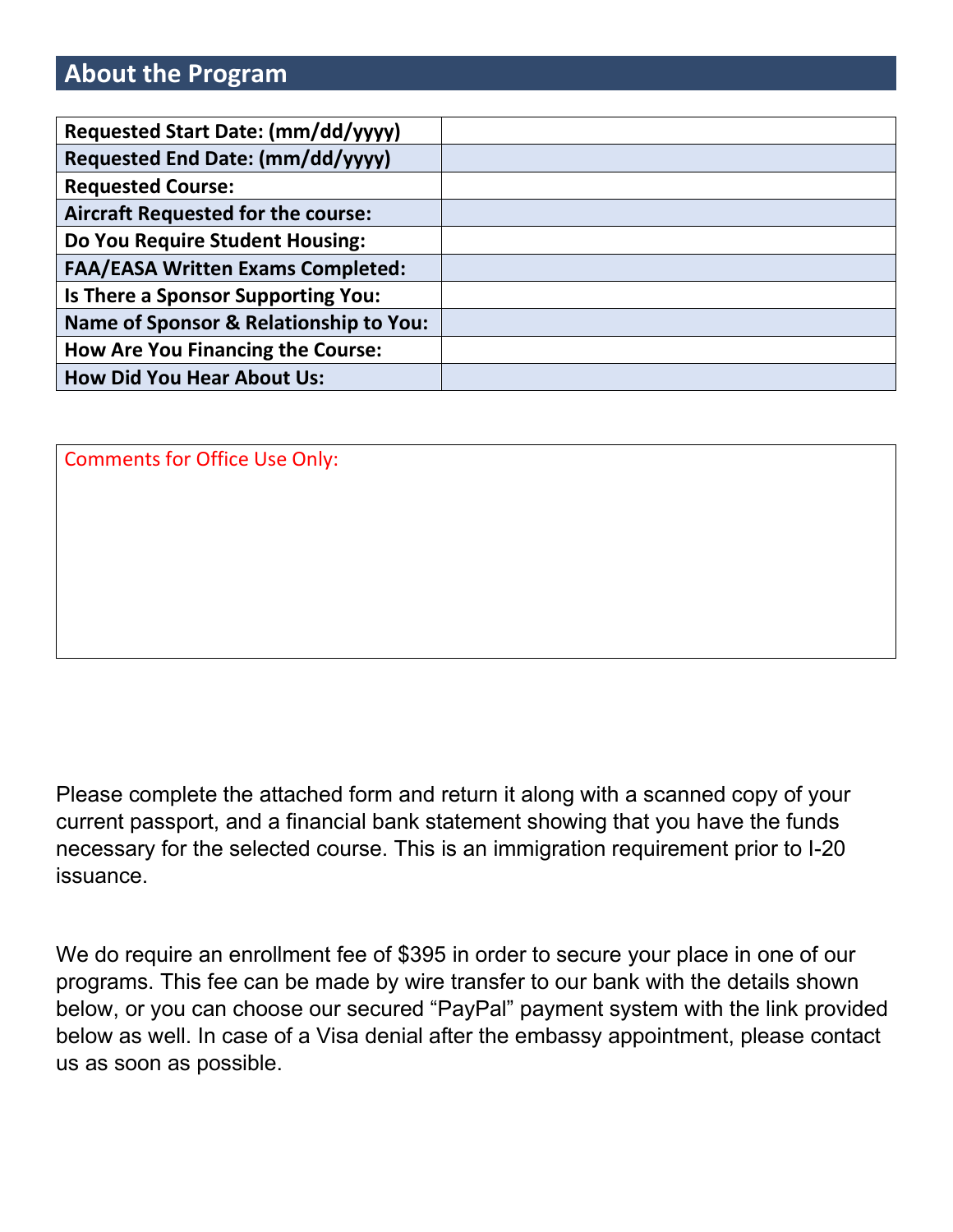## About the Program

| Requested Start Date: (mm/dd/yyyy) | |
|---|---|
| Requested End Date: (mm/dd/yyyy) | |
| Requested Course: | |
| Aircraft Requested for the course: | |
| Do You Require Student Housing: | |
| FAA/EASA Written Exams Completed: | |
| Is There a Sponsor Supporting You: | |
| Name of Sponsor & Relationship to You: | |
| How Are You Financing the Course: | |
| How Did You Hear About Us: | |

| Comments for Office Use Only: |
|---|
| |

Please complete the attached form and return it along with a scanned copy of your current passport, and a financial bank statement showing that you have the funds necessary for the selected course. This is an immigration requirement prior to I-20 issuance.

We do require an enrollment fee of $395 in order to secure your place in one of our programs. This fee can be made by wire transfer to our bank with the details shown below, or you can choose our secured "PayPal" payment system with the link provided below as well. In case of a Visa denial after the embassy appointment, please contact us as soon as possible.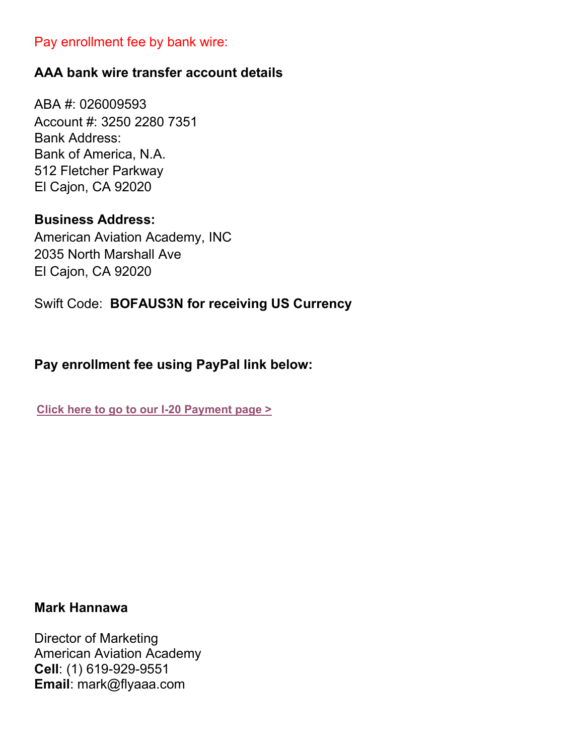Pay enrollment fee by bank wire:

**AAA bank wire transfer account details**

ABA #: 026009593
Account #: 3250 2280 7351
Bank Address:
Bank of America, N.A.
512 Fletcher Parkway
El Cajon, CA 92020

**Business Address:**
American Aviation Academy, INC
2035 North Marshall Ave
El Cajon, CA 92020

Swift Code: **BOFAUS3N for receiving US Currency**

**Pay enrollment fee using PayPal link below:**

**Click here to go to our I-20 Payment page >**

**Mark Hannawa**

Director of Marketing
American Aviation Academy
**Cell**: (1) 619-929-9551
**Email**: mark@flyaaa.com